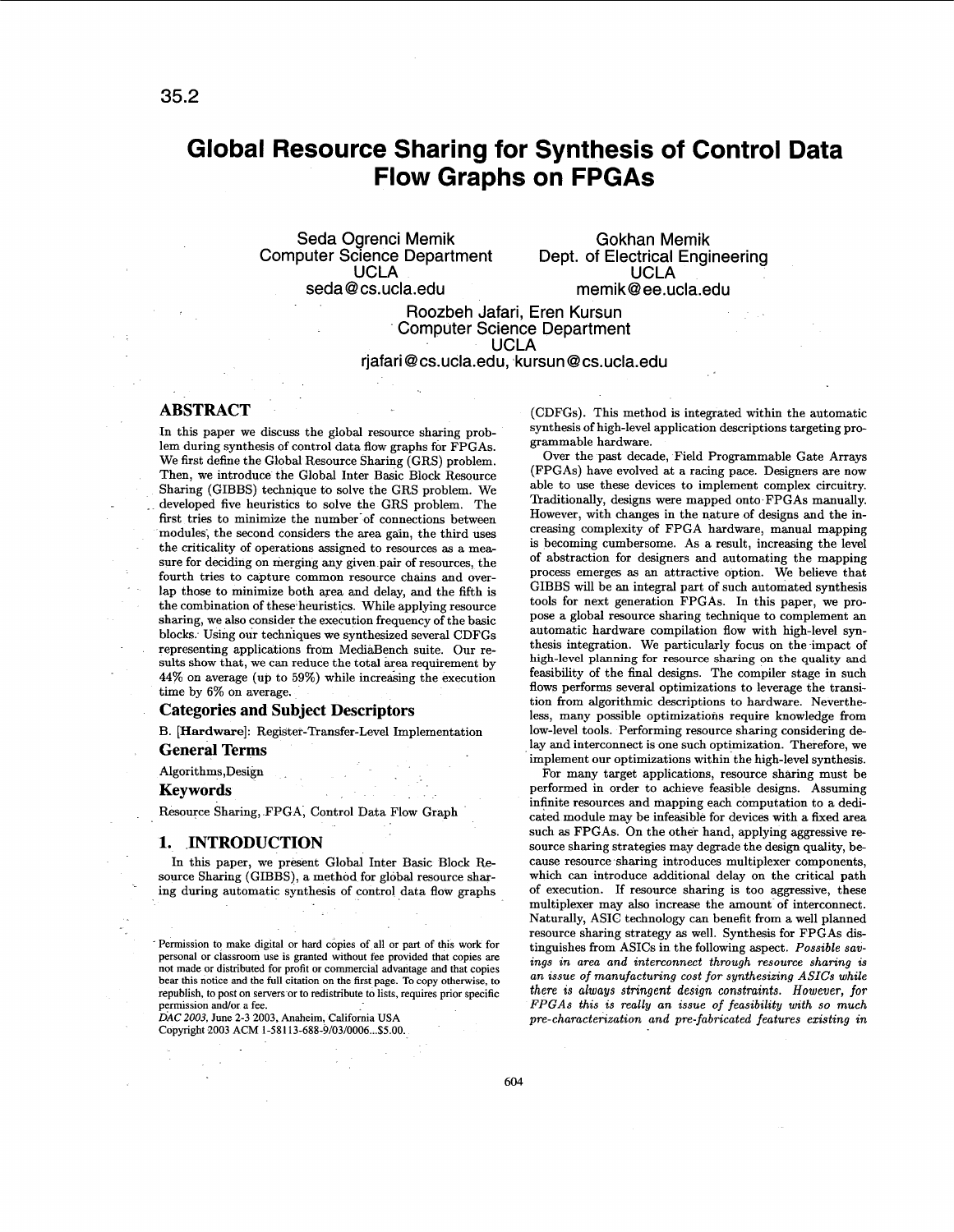# Global Resource Sharing for Synthesis of Control Data Flow Graphs on FPGAs

Seda Ogrenci Memik
Computer Science Department
UCLA
seda@cs.ucla.edu

Gokhan Memik
Dept. of Electrical Engineering
UCLA
memik@ee.ucla.edu

Roozbeh Jafari, Eren Kursun
Computer Science Department
UCLA
rjafari@cs.ucla.edu, kursun@cs.ucla.edu

## ABSTRACT

In this paper we discuss the global resource sharing problem during synthesis of control data flow graphs for FPGAs. We first define the Global Resource Sharing (GRS) problem. Then, we introduce the Global Inter Basic Block Resource Sharing (GIBBS) technique to solve the GRS problem. We developed five heuristics to solve the GRS problem. The first tries to minimize the number of connections between modules, the second considers the area gain, the third uses the criticality of operations assigned to resources as a measure for deciding on merging any given pair of resources, the fourth tries to capture common resource chains and overlap those to minimize both area and delay, and the fifth is the combination of these heuristics. While applying resource sharing, we also consider the execution frequency of the basic blocks. Using our techniques we synthesized several CDFGs representing applications from MediaBench suite. Our results show that, we can reduce the total area requirement by 44% on average (up to 59%) while increasing the execution time by 6% on average.

### Categories and Subject Descriptors

B. [**Hardware**]: Register-Transfer-Level Implementation

### General Terms

Algorithms,Design

### Keywords

Resource Sharing, FPGA, Control Data Flow Graph

## 1. INTRODUCTION

In this paper, we present Global Inter Basic Block Resource Sharing (GIBBS), a method for global resource sharing during automatic synthesis of control data flow graphs (CDFGs). This method is integrated within the automatic synthesis of high-level application descriptions targeting programmable hardware.

Over the past decade, Field Programmable Gate Arrays (FPGAs) have evolved at a racing pace. Designers are now able to use these devices to implement complex circuitry. Traditionally, designs were mapped onto FPGAs manually. However, with changes in the nature of designs and the increasing complexity of FPGA hardware, manual mapping is becoming cumbersome. As a result, increasing the level of abstraction for designers and automating the mapping process emerges as an attractive option. We believe that GIBBS will be an integral part of such automated synthesis tools for next generation FPGAs. In this paper, we propose a global resource sharing technique to complement an automatic hardware compilation flow with high-level synthesis integration. We particularly focus on the impact of high-level planning for resource sharing on the quality and feasibility of the final designs. The compiler stage in such flows performs several optimizations to leverage the transition from algorithmic descriptions to hardware. Nevertheless, many possible optimizations require knowledge from low-level tools. Performing resource sharing considering delay and interconnect is one such optimization. Therefore, we implement our optimizations within the high-level synthesis.

For many target applications, resource sharing must be performed in order to achieve feasible designs. Assuming infinite resources and mapping each computation to a dedicated module may be infeasible for devices with a fixed area such as FPGAs. On the other hand, applying aggressive resource sharing strategies may degrade the design quality, because resource sharing introduces multiplexer components, which can introduce additional delay on the critical path of execution. If resource sharing is too aggressive, these multiplexer may also increase the amount of interconnect. Naturally, ASIC technology can benefit from a well planned resource sharing strategy as well. Synthesis for FPGAs distinguishes from ASICs in the following aspect. *Possible savings in area and interconnect through resource sharing is an issue of manufacturing cost for synthesizing ASICs while there is always stringent design constraints. However, for FPGAs this is really an issue of feasibility with so much pre-characterization and pre-fabricated features existing in*

Permission to make digital or hard copies of all or part of this work for personal or classroom use is granted without fee provided that copies are not made or distributed for profit or commercial advantage and that copies bear this notice and the full citation on the first page. To copy otherwise, to republish, to post on servers or to redistribute to lists, requires prior specific permission and/or a fee.
*DAC 2003*, June 2-3 2003, Anaheim, California USA
Copyright 2003 ACM 1-58113-688-9/03/0006...$5.00.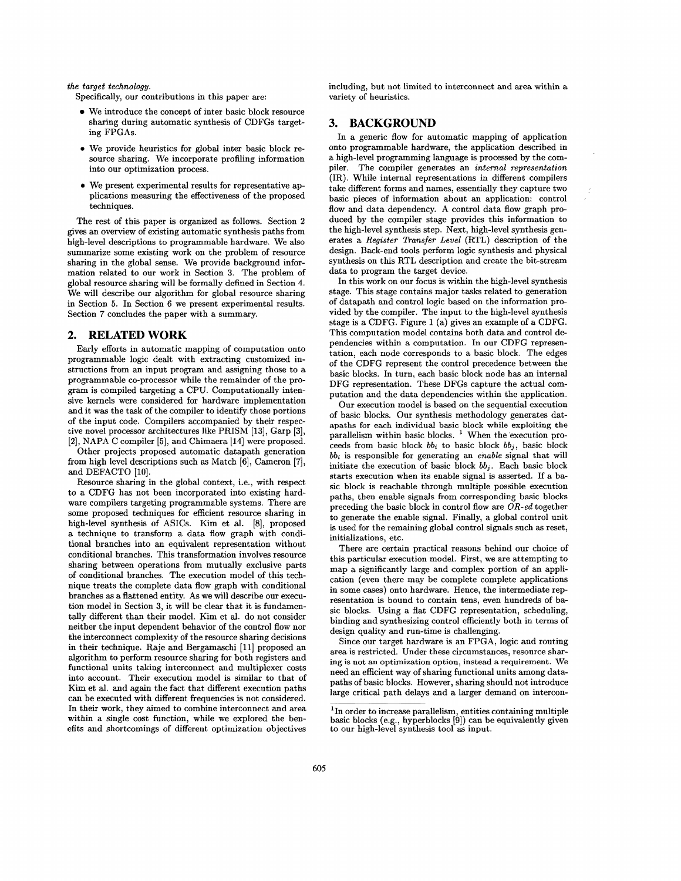*the target technology.*

Specifically, our contributions in this paper are:

- We introduce the concept of inter basic block resource sharing during automatic synthesis of CDFGs targeting FPGAs.
- We provide heuristics for global inter basic block resource sharing. We incorporate profiling information into our optimization process.
- We present experimental results for representative applications measuring the effectiveness of the proposed techniques.

The rest of this paper is organized as follows. Section 2 gives an overview of existing automatic synthesis paths from high-level descriptions to programmable hardware. We also summarize some existing work on the problem of resource sharing in the global sense. We provide background information related to our work in Section 3. The problem of global resource sharing will be formally defined in Section 4. We will describe our algorithm for global resource sharing in Section 5. In Section 6 we present experimental results. Section 7 concludes the paper with a summary.

## 2. RELATED WORK

Early efforts in automatic mapping of computation onto programmable logic dealt with extracting customized instructions from an input program and assigning those to a programmable co-processor while the remainder of the program is compiled targeting a CPU. Computationally intensive kernels were considered for hardware implementation and it was the task of the compiler to identify those portions of the input code. Compilers accompanied by their respective novel processor architectures like PRISM [13], Garp [3], [2], NAPA C compiler [5], and Chimaera [14] were proposed.

Other projects proposed automatic datapath generation from high level descriptions such as Match [6], Cameron [7], and DEFACTO [10].

Resource sharing in the global context, i.e., with respect to a CDFG has not been incorporated into existing hardware compilers targeting programmable systems. There are some proposed techniques for efficient resource sharing in high-level synthesis of ASICs. Kim et al. [8], proposed a technique to transform a data flow graph with conditional branches into an equivalent representation without conditional branches. This transformation involves resource sharing between operations from mutually exclusive parts of conditional branches. The execution model of this technique treats the complete data flow graph with conditional branches as a flattened entity. As we will describe our execution model in Section 3, it will be clear that it is fundamentally different than their model. Kim et al. do not consider neither the input dependent behavior of the control flow nor the interconnect complexity of the resource sharing decisions in their technique. Raje and Bergamaschi [11] proposed an algorithm to perform resource sharing for both registers and functional units taking interconnect and multiplexer costs into account. Their execution model is similar to that of Kim et al. and again the fact that different execution paths can be executed with different frequencies is not considered. In their work, they aimed to combine interconnect and area within a single cost function, while we explored the benefits and shortcomings of different optimization objectives including, but not limited to interconnect and area within a variety of heuristics.

## 3. BACKGROUND

In a generic flow for automatic mapping of application onto programmable hardware, the application described in a high-level programming language is processed by the compiler. The compiler generates an *internal representation* (IR). While internal representations in different compilers take different forms and names, essentially they capture two basic pieces of information about an application: control flow and data dependency. A control data flow graph produced by the compiler stage provides this information to the high-level synthesis step. Next, high-level synthesis generates a *Register Transfer Level* (RTL) description of the design. Back-end tools perform logic synthesis and physical synthesis on this RTL description and create the bit-stream data to program the target device.

In this work on our focus is within the high-level synthesis stage. This stage contains major tasks related to generation of datapath and control logic based on the information provided by the compiler. The input to the high-level synthesis stage is a CDFG. Figure 1 (a) gives an example of a CDFG. This computation model contains both data and control dependencies within a computation. In our CDFG representation, each node corresponds to a basic block. The edges of the CDFG represent the control precedence between the basic blocks. In turn, each basic block node has an internal DFG representation. These DFGs capture the actual computation and the data dependencies within the application.

Our execution model is based on the sequential execution of basic blocks. Our synthesis methodology generates datapaths for each individual basic block while exploiting the parallelism within basic blocks. [1] When the execution proceeds from basic block $bb_i$ to basic block $bb_j$, basic block $bb_i$ is responsible for generating an *enable* signal that will initiate the execution of basic block $bb_j$. Each basic block starts execution when its enable signal is asserted. If a basic block is reachable through multiple possible execution paths, then enable signals from corresponding basic blocks preceding the basic block in control flow are *OR-ed* together to generate the enable signal. Finally, a global control unit is used for the remaining global control signals such as reset, initializations, etc.

There are certain practical reasons behind our choice of this particular execution model. First, we are attempting to map a significantly large and complex portion of an application (even there may be complete complete applications in some cases) onto hardware. Hence, the intermediate representation is bound to contain tens, even hundreds of basic blocks. Using a flat CDFG representation, scheduling, binding and synthesizing control efficiently both in terms of design quality and run-time is challenging.

Since our target hardware is an FPGA, logic and routing area is restricted. Under these circumstances, resource sharing is not an optimization option, instead a requirement. We need an efficient way of sharing functional units among datapaths of basic blocks. However, sharing should not introduce large critical path delays and a larger demand on intercon-

[1] In order to increase parallelism, entities containing multiple basic blocks (e.g., hyperblocks [9]) can be equivalently given to our high-level synthesis tool as input.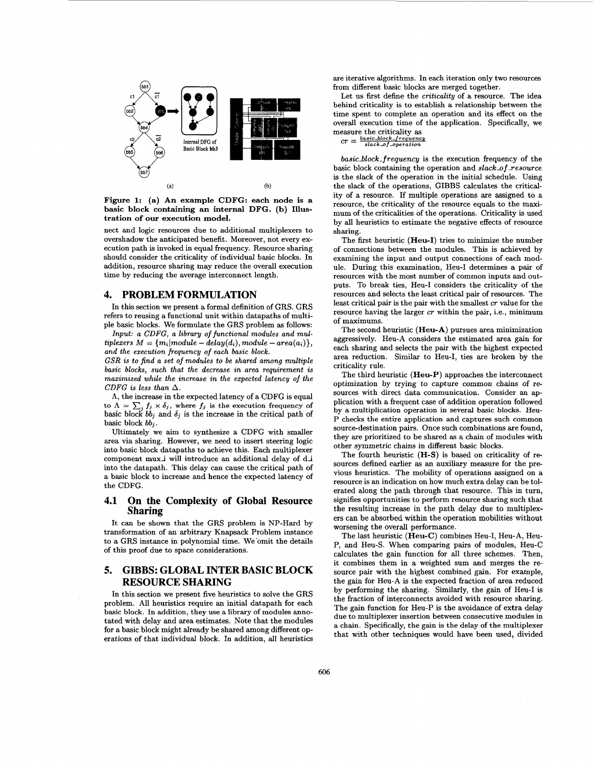Figure 1: (a) An example CDFG: each node is a basic block containing an internal DFG. (b) Illustration of our execution model.

nect and logic resources due to additional multiplexers to overshadow the anticipated benefit. Moreover, not every execution path is invoked in equal frequency. Resource sharing should consider the criticality of individual basic blocks. In addition, resource sharing may reduce the overall execution time by reducing the average interconnect length.

## 4. PROBLEM FORMULATION

In this section we present a formal definition of GRS. GRS refers to reusing a functional unit within datapaths of multiple basic blocks. We formulate the GRS problem as follows:

*Input: a CDFG, a library of functional modules and multiplexers $M = \{m_i | module-delay(d_i), module-area(a_i)\}$, and the execution frequency of each basic block.*

*GSR is to find a set of modules to be shared among multiple basic blocks, such that the decrease in area requirement is maximized while the increase in the expected latency of the CDFG is less than $\Delta$.*

$\Lambda$, the increase in the expected latency of a CDFG is equal to $\Lambda = \sum_j f_j \times \delta_j$, where $f_j$ is the execution frequency of basic block $bb_j$ and $\delta_j$ is the increase in the critical path of basic block $bb_j$.

Ultimately we aim to synthesize a CDFG with smaller area via sharing. However, we need to insert steering logic into basic block datapaths to achieve this. Each multiplexer component mux_i will introduce an additional delay of d_i into the datapath. This delay can cause the critical path of a basic block to increase and hence the expected latency of the CDFG.

### 4.1 On the Complexity of Global Resource Sharing

It can be shown that the GRS problem is NP-Hard by transformation of an arbitrary Knapsack Problem instance to a GRS instance in polynomial time. We omit the details of this proof due to space considerations.

## 5. GIBBS: GLOBAL INTER BASIC BLOCK RESOURCE SHARING

In this section we present five heuristics to solve the GRS problem. All heuristics require an initial datapath for each basic block. In addition, they use a library of modules annotated with delay and area estimates. Note that the modules for a basic block might already be shared among different operations of that individual block. In addition, all heuristics are iterative algorithms. In each iteration only two resources from different basic blocks are merged together.

Let us first define the *criticality* of a resource. The idea behind criticality is to establish a relationship between the time spent to complete an operation and its effect on the overall execution time of the application. Specifically, we measure the criticality as

$cr = \frac{basic\_block\_frequency}{slack\_of\_operation}$

*basic_block_frequency* is the execution frequency of the basic block containing the operation and *slack_of_resource* is the slack of the operation in the initial schedule. Using the slack of the operations, GIBBS calculates the criticality of a resource. If multiple operations are assigned to a resource, the criticality of the resource equals to the maximum of the criticalities of the operations. Criticality is used by all heuristics to estimate the negative effects of resource sharing.

The first heuristic (**Heu-I**) tries to minimize the number of connections between the modules. This is achieved by examining the input and output connections of each module. During this examination, Heu-I determines a pair of resources with the most number of common inputs and outputs. To break ties, Heu-I considers the criticality of the resources and selects the least critical pair of resources. The least critical pair is the pair with the smallest *cr* value for the resource having the larger *cr* within the pair, i.e., minimum of maximums.

The second heuristic (**Heu-A**) pursues area minimization aggressively. Heu-A considers the estimated area gain for each sharing and selects the pair with the highest expected area reduction. Similar to Heu-I, ties are broken by the criticality rule.

The third heuristic (**Heu-P**) approaches the interconnect optimization by trying to capture common chains of resources with direct data communication. Consider an application with a frequent case of addition operation followed by a multiplication operation in several basic blocks. Heu-P checks the entire application and captures such common source-destination pairs. Once such combinations are found, they are prioritized to be shared as a chain of modules with other symmetric chains in different basic blocks.

The fourth heuristic (**H-S**) is based on criticality of resources defined earlier as an auxiliary measure for the previous heuristics. The mobility of operations assigned on a resource is an indication on how much extra delay can be tolerated along the path through that resource. This in turn, signifies opportunities to perform resource sharing such that the resulting increase in the path delay due to multiplexers can be absorbed within the operation mobilities without worsening the overall performance.

The last heuristic (**Heu-C**) combines Heu-I, Heu-A, Heu-P, and Heu-S. When comparing pairs of modules, Heu-C calculates the gain function for all three schemes. Then, it combines them in a weighted sum and merges the resource pair with the highest combined gain. For example, the gain for Heu-A is the expected fraction of area reduced by performing the sharing. Similarly, the gain of Heu-I is the fraction of interconnects avoided with resource sharing. The gain function for Heu-P is the avoidance of extra delay due to multiplexer insertion between consecutive modules in a chain. Specifically, the gain is the delay of the multiplexer that with other techniques would have been used, divided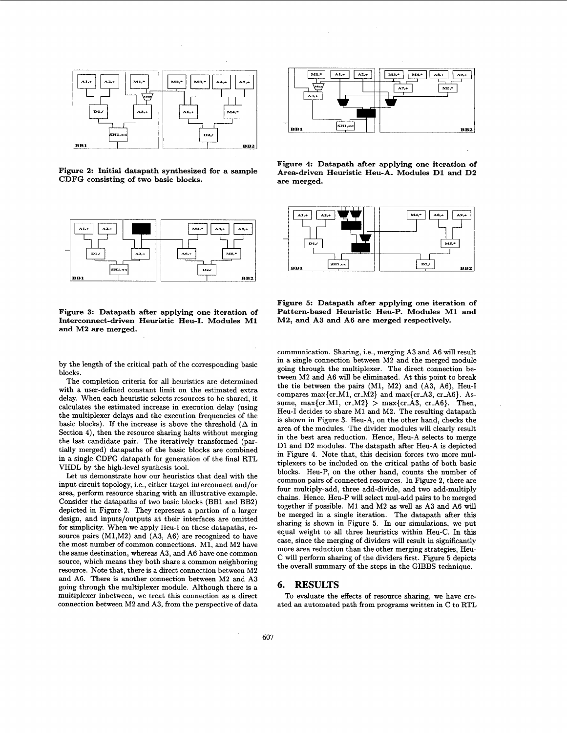Figure 2: Initial datapath synthesized for a sample CDFG consisting of two basic blocks.

Figure 3: Datapath after applying one iteration of Interconnect-driven Heuristic Heu-I. Modules M1 and M2 are merged.

Figure 4: Datapath after applying one iteration of Area-driven Heuristic Heu-A. Modules D1 and D2 are merged.

Figure 5: Datapath after applying one iteration of Pattern-based Heuristic Heu-P. Modules M1 and M2, and A3 and A6 are merged respectively.

by the length of the critical path of the corresponding basic blocks.

The completion criteria for all heuristics are determined with a user-defined constant limit on the estimated extra delay. When each heuristic selects resources to be shared, it calculates the estimated increase in execution delay (using the multiplexer delays and the execution frequencies of the basic blocks). If the increase is above the threshold ($\Delta$ in Section 4), then the resource sharing halts without merging the last candidate pair. The iteratively transformed (partially merged) datapaths of the basic blocks are combined in a single CDFG datapath for generation of the final RTL VHDL by the high-level synthesis tool.

Let us demonstrate how our heuristics that deal with the input circuit topology, i.e., either target interconnect and/or area, perform resource sharing with an illustrative example. Consider the datapaths of two basic blocks (BB1 and BB2) depicted in Figure 2. They represent a portion of a larger design, and inputs/outputs at their interfaces are omitted for simplicity. When we apply Heu-I on these datapaths, resource pairs (M1,M2) and (A3, A6) are recognized to have the most number of common connections. M1, and M2 have the same destination, whereas A3, and A6 have one common source, which means they both share a common neighboring resource. Note that, there is a direct connection between M2 and A6. There is another connection between M2 and A3 going through the multiplexer module. Although there is a multiplexer inbetween, we treat this connection as a direct connection between M2 and A3, from the perspective of data communication. Sharing, i.e., merging A3 and A6 will result in a single connection between M2 and the merged module going through the multiplexer. The direct connection between M2 and A6 will be eliminated. At this point to break the tie between the pairs (M1, M2) and (A3, A6), Heu-I compares max{cr_M1, cr_M2} and max{cr_A3, cr_A6}. Assume, max{cr_M1, cr_M2} > max{cr_A3, cr_A6}. Then, Heu-I decides to share M1 and M2. The resulting datapath is shown in Figure 3. Heu-A, on the other hand, checks the area of the modules. The divider modules will clearly result in the best area reduction. Hence, Heu-A selects to merge D1 and D2 modules. The datapath after Heu-A is depicted in Figure 4. Note that, this decision forces two more multiplexers to be included on the critical paths of both basic blocks. Heu-P, on the other hand, counts the number of common pairs of connected resources. In Figure 2, there are four multiply-add, three add-divide, and two add-multiply chains. Hence, Heu-P will select mul-add pairs to be merged together if possible. M1 and M2 as well as A3 and A6 will be merged in a single iteration. The datapath after this sharing is shown in Figure 5. In our simulations, we put equal weight to all three heuristics within Heu-C. In this case, since the merging of dividers will result in significantly more area reduction than the other merging strategies, Heu-C will perform sharing of the dividers first. Figure 5 depicts the overall summary of the steps in the GIBBS technique.

## 6. RESULTS

To evaluate the effects of resource sharing, we have created an automated path from programs written in C to RTL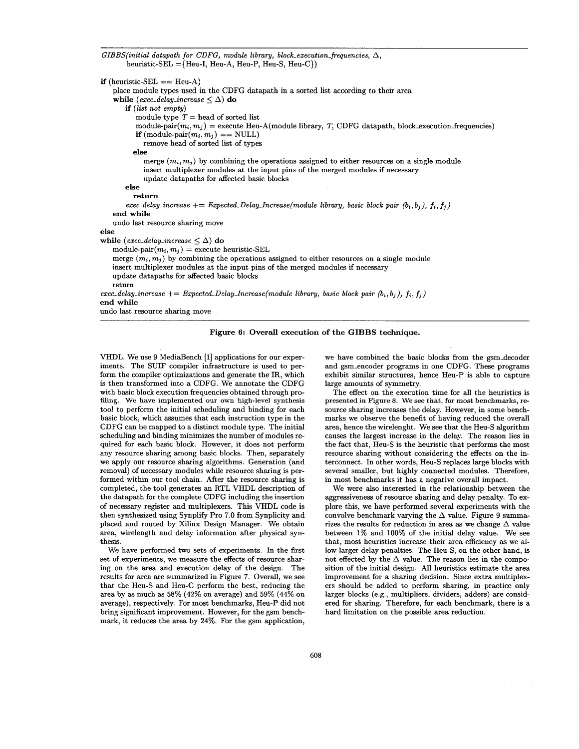```
GIBBS(initial datapath for CDFG, module library, block_execution_frequencies, Δ,
      heuristic-SEL ={Heu-I, Heu-A, Heu-P, Heu-S, Heu-C})

if (heuristic-SEL == Heu-A)
    place module types used in the CDFG datapath in a sorted list according to their area
    while (exec_delay_increase ≤ Δ) do
       if (list not empty)
          module type T = head of sorted list
          module-pair(m_i, m_j) = execute Heu-A(module library, T, CDFG datapath, block_execution_frequencies)
          if (module-pair(m_i, m_j) == NULL)
             remove head of sorted list of types
          else
             merge (m_i, m_j) by combining the operations assigned to either resources on a single module
             insert multiplexer modules at the input pins of the merged modules if necessary
             update datapaths for affected basic blocks
       else
          return
       exec_delay_increase += Expected_Delay_Increase(module library, basic block pair (b_i, b_j), f_i, f_j)
    end while
    undo last resource sharing move
else
while (exec_delay_increase ≤ Δ) do
    module-pair(m_i, m_j) = execute heuristic-SEL
    merge (m_i, m_j) by combining the operations assigned to either resources on a single module
    insert multiplexer modules at the input pins of the merged modules if necessary
    update datapaths for affected basic blocks
    return
exec_delay_increase += Expected_Delay_Increase(module library, basic block pair (b_i, b_j), f_i, f_j)
end while
undo last resource sharing move
```

**Figure 6: Overall execution of the GIBBS technique.**

VHDL. We use 9 MediaBench [1] applications for our experiments. The SUIF compiler infrastructure is used to perform the compiler optimizations and generate the IR, which is then transformed into a CDFG. We annotate the CDFG with basic block execution frequencies obtained through profiling. We have implemented our own high-level synthesis tool to perform the initial scheduling and binding for each basic block, which assumes that each instruction type in the CDFG can be mapped to a distinct module type. The initial scheduling and binding minimizes the number of modules required for each basic block. However, it does not perform any resource sharing among basic blocks. Then, separately we apply our resource sharing algorithms. Generation (and removal) of necessary modules while resource sharing is performed within our tool chain. After the resource sharing is completed, the tool generates an RTL VHDL description of the datapath for the complete CDFG including the insertion of necessary register and multiplexers. This VHDL code is then synthesized using Synplify Pro 7.0 from Synplicity and placed and routed by Xilinx Design Manager. We obtain area, wirelength and delay information after physical synthesis.

We have performed two sets of experiments. In the first set of experiments, we measure the effects of resource sharing on the area and execution delay of the design. The results for area are summarized in Figure 7. Overall, we see that the Heu-S and Heu-C perform the best, reducing the area by as much as 58% (42% on average) and 59% (44% on average), respectively. For most benchmarks, Heu-P did not bring significant improvement. However, for the gsm benchmark, it reduces the area by 24%. For the gsm application, we have combined the basic blocks from the gsm_decoder and gsm_encoder programs in one CDFG. These programs exhibit similar structures, hence Heu-P is able to capture large amounts of symmetry.

The effect on the execution time for all the heuristics is presented in Figure 8. We see that, for most benchmarks, resource sharing increases the delay. However, in some benchmarks we observe the benefit of having reduced the overall area, hence the wirelenght. We see that the Heu-S algorithm causes the largest increase in the delay. The reason lies in the fact that, Heu-S is the heuristic that performs the most resource sharing without considering the effects on the interconnect. In other words, Heu-S replaces large blocks with several smaller, but highly connected modules. Therefore, in most benchmarks it has a negative overall impact.

We were also interested in the relationship between the aggressiveness of resource sharing and delay penalty. To explore this, we have performed several experiments with the convolve benchmark varying the $\Delta$ value. Figure 9 summarizes the results for reduction in area as we change $\Delta$ value between 1% and 100% of the initial delay value. We see that, most heuristics increase their area efficiency as we allow larger delay penalties. The Heu-S, on the other hand, is not effected by the $\Delta$ value. The reason lies in the composition of the initial design. All heuristics estimate the area improvement for a sharing decision. Since extra multiplexers should be added to perform sharing, in practice only larger blocks (e.g., multipliers, dividers, adders) are considered for sharing. Therefore, for each benchmark, there is a hard limitation on the possible area reduction.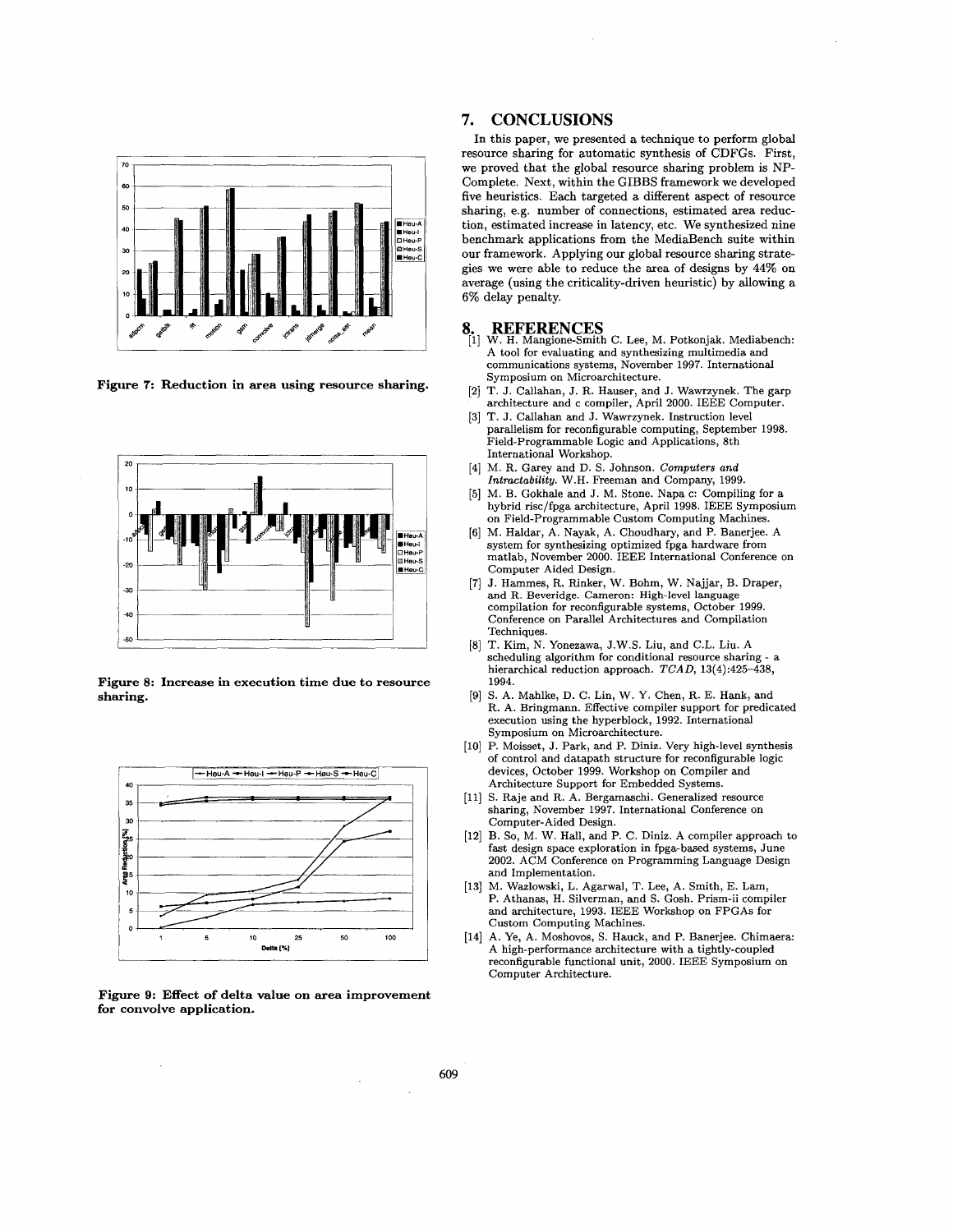70
60
50
40
30
20
10
0

adpcm
gsmdecode
fft
motion
gsm
convolve
jctrans
jdmerge
noise_est
mean

Heu-A
Heu-I
Heu-P
Heu-S
Heu-C

**Figure 7: Reduction in area using resource sharing.**

20
10
0
-10
-20
-30
-40
-50

Heu-A
Heu-I
Heu-P
Heu-S
Heu-C

**Figure 8: Increase in execution time due to resource sharing.**

Heu-A Heu-I Heu-P Heu-S Heu-C

40
35
30
25
20
15
10
5
0

Area Reduction [%]

1
5
10
25
50
100

Delta [%]

**Figure 9: Effect of delta value on area improvement for convolve application.**

## 7. CONCLUSIONS

In this paper, we presented a technique to perform global resource sharing for automatic synthesis of CDFGs. First, we proved that the global resource sharing problem is NP-Complete. Next, within the GIBBS framework we developed five heuristics. Each targeted a different aspect of resource sharing, e.g. number of connections, estimated area reduction, estimated increase in latency, etc. We synthesized nine benchmark applications from the MediaBench suite within our framework. Applying our global resource sharing strategies we were able to reduce the area of designs by 44% on average (using the criticality-driven heuristic) by allowing a 6% delay penalty.

## 8. REFERENCES

[1] W. H. Mangione-Smith C. Lee, M. Potkonjak. Mediabench: A tool for evaluating and synthesizing multimedia and communications systems, November 1997. International Symposium on Microarchitecture.

[2] T. J. Callahan, J. R. Hauser, and J. Wawrzynek. The garp architecture and c compiler, April 2000. IEEE Computer.

[3] T. J. Callahan and J. Wawrzynek. Instruction level parallelism for reconfigurable computing, September 1998. Field-Programmable Logic and Applications, 8th International Workshop.

[4] M. R. Garey and D. S. Johnson. *Computers and Intractability*. W.H. Freeman and Company, 1999.

[5] M. B. Gokhale and J. M. Stone. Napa c: Compiling for a hybrid risc/fpga architecture, April 1998. IEEE Symposium on Field-Programmable Custom Computing Machines.

[6] M. Haldar, A. Nayak, A. Choudhary, and P. Banerjee. A system for synthesizing optimized fpga hardware from matlab, November 2000. IEEE International Conference on Computer Aided Design.

[7] J. Hammes, R. Rinker, W. Bohm, W. Najjar, B. Draper, and R. Beveridge. Cameron: High-level language compilation for reconfigurable systems, October 1999. Conference on Parallel Architectures and Compilation Techniques.

[8] T. Kim, N. Yonezawa, J.W.S. Liu, and C.L. Liu. A scheduling algorithm for conditional resource sharing - a hierarchical reduction approach. *TCAD*, 13(4):425–438, 1994.

[9] S. A. Mahlke, D. C. Lin, W. Y. Chen, R. E. Hank, and R. A. Bringmann. Effective compiler support for predicated execution using the hyperblock, 1992. International Symposium on Microarchitecture.

[10] P. Moisset, J. Park, and P. Diniz. Very high-level synthesis of control and datapath structure for reconfigurable logic devices, October 1999. Workshop on Compiler and Architecture Support for Embedded Systems.

[11] S. Raje and R. A. Bergamaschi. Generalized resource sharing, November 1997. International Conference on Computer-Aided Design.

[12] B. So, M. W. Hall, and P. C. Diniz. A compiler approach to fast design space exploration in fpga-based systems, June 2002. ACM Conference on Programming Language Design and Implementation.

[13] M. Wazlowski, L. Agarwal, T. Lee, A. Smith, E. Lam, P. Athanas, H. Silverman, and S. Gosh. Prism-ii compiler and architecture, 1993. IEEE Workshop on FPGAs for Custom Computing Machines.

[14] A. Ye, A. Moshovos, S. Hauck, and P. Banerjee. Chimaera: A high-performance architecture with a tightly-coupled reconfigurable functional unit, 2000. IEEE Symposium on Computer Architecture.